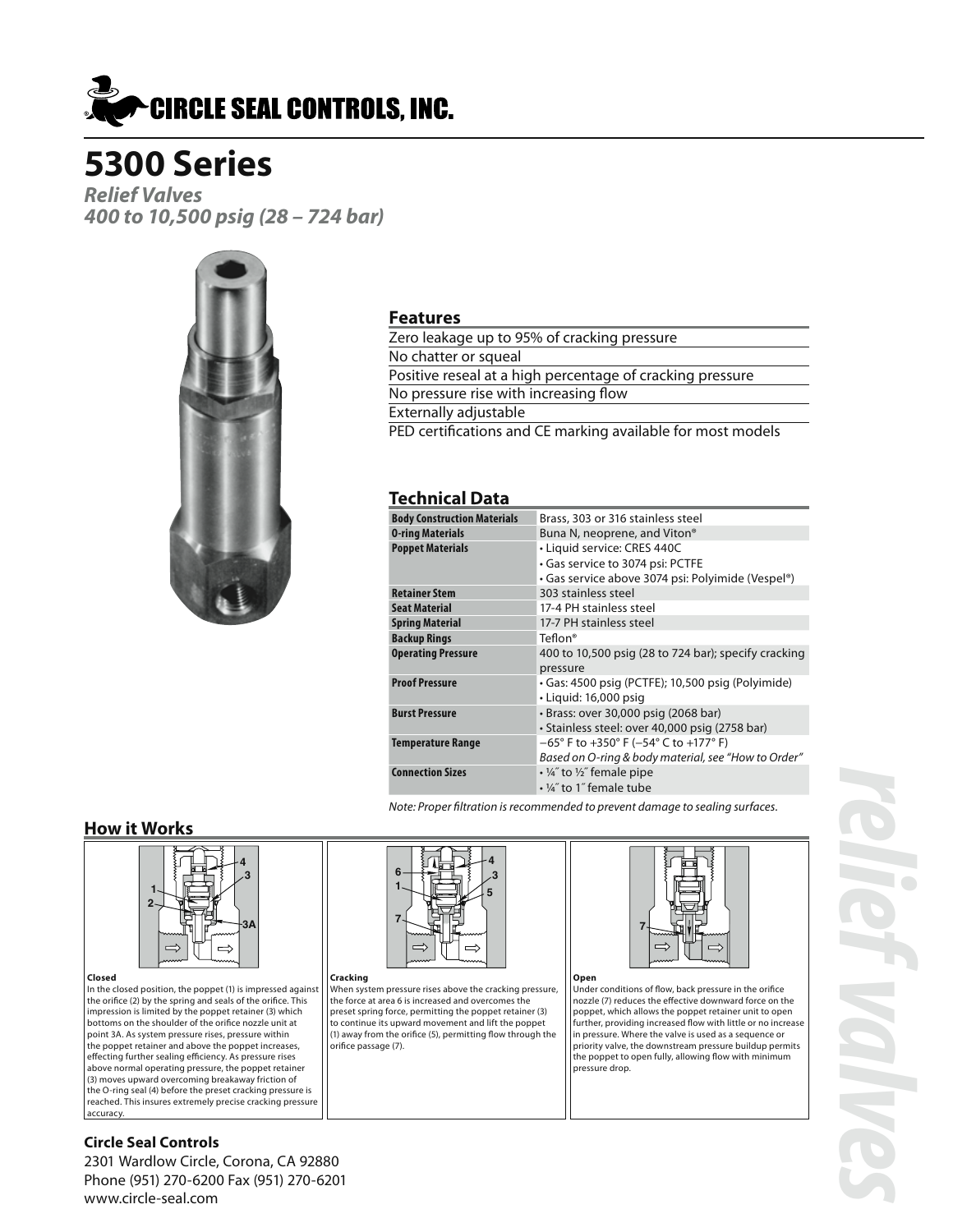# CIRCLE SEAL CONTROLS, INC.

# 5300 Series

***Relief Valves***
***400 to 10,500 psig (28 – 724 bar)***

## Features

- Zero leakage up to 95% of cracking pressure
- No chatter or squeal
- Positive reseal at a high percentage of cracking pressure
- No pressure rise with increasing flow
- Externally adjustable
- PED certifications and CE marking available for most models

## Technical Data

| | |
|---|---|
| **Body Construction Materials** | Brass, 303 or 316 stainless steel |
| **O-ring Materials** | Buna N, neoprene, and Viton® |
| **Poppet Materials** | • Liquid service: CRES 440C<br>• Gas service to 3074 psi: PCTFE<br>• Gas service above 3074 psi: Polyimide (Vespel®) |
| **Retainer Stem** | 303 stainless steel |
| **Seat Material** | 17-4 PH stainless steel |
| **Spring Material** | 17-7 PH stainless steel |
| **Backup Rings** | Teflon® |
| **Operating Pressure** | 400 to 10,500 psig (28 to 724 bar); specify cracking pressure |
| **Proof Pressure** | • Gas: 4500 psig (PCTFE); 10,500 psig (Polyimide)<br>• Liquid: 16,000 psig |
| **Burst Pressure** | • Brass: over 30,000 psig (2068 bar)<br>• Stainless steel: over 40,000 psig (2758 bar) |
| **Temperature Range** | −65° F to +350° F (−54° C to +177° F)<br>*Based on O-ring & body material, see "How to Order"* |
| **Connection Sizes** | • ¼″ to ½″ female pipe<br>• ¼″ to 1″ female tube |

*Note: Proper filtration is recommended to prevent damage to sealing surfaces.*

## How it Works

**Closed**
In the closed position, the poppet (1) is impressed against the orifice (2) by the spring and seals of the orifice. This impression is limited by the poppet retainer (3) which bottoms on the shoulder of the orifice nozzle unit at point 3A. As system pressure rises, pressure within the poppet retainer and above the poppet increases, effecting further sealing efficiency. As pressure rises above normal operating pressure, the poppet retainer (3) moves upward overcoming breakaway friction of the O-ring seal (4) before the preset cracking pressure is reached. This insures extremely precise cracking pressure accuracy.

**Cracking**
When system pressure rises above the cracking pressure, the force at area 6 is increased and overcomes the preset spring force, permitting the poppet retainer (3) to continue its upward movement and lift the poppet (1) away from the orifice (5), permitting flow through the orifice passage (7).

**Open**
Under conditions of flow, back pressure in the orifice nozzle (7) reduces the effective downward force on the poppet, which allows the poppet retainer unit to open further, providing increased flow with little or no increase in pressure. Where the valve is used as a sequence or priority valve, the downstream pressure buildup permits the poppet to open fully, allowing flow with minimum pressure drop.

**Circle Seal Controls**
2301 Wardlow Circle, Corona, CA 92880
Phone (951) 270-6200 Fax (951) 270-6201
www.circle-seal.com

relief valves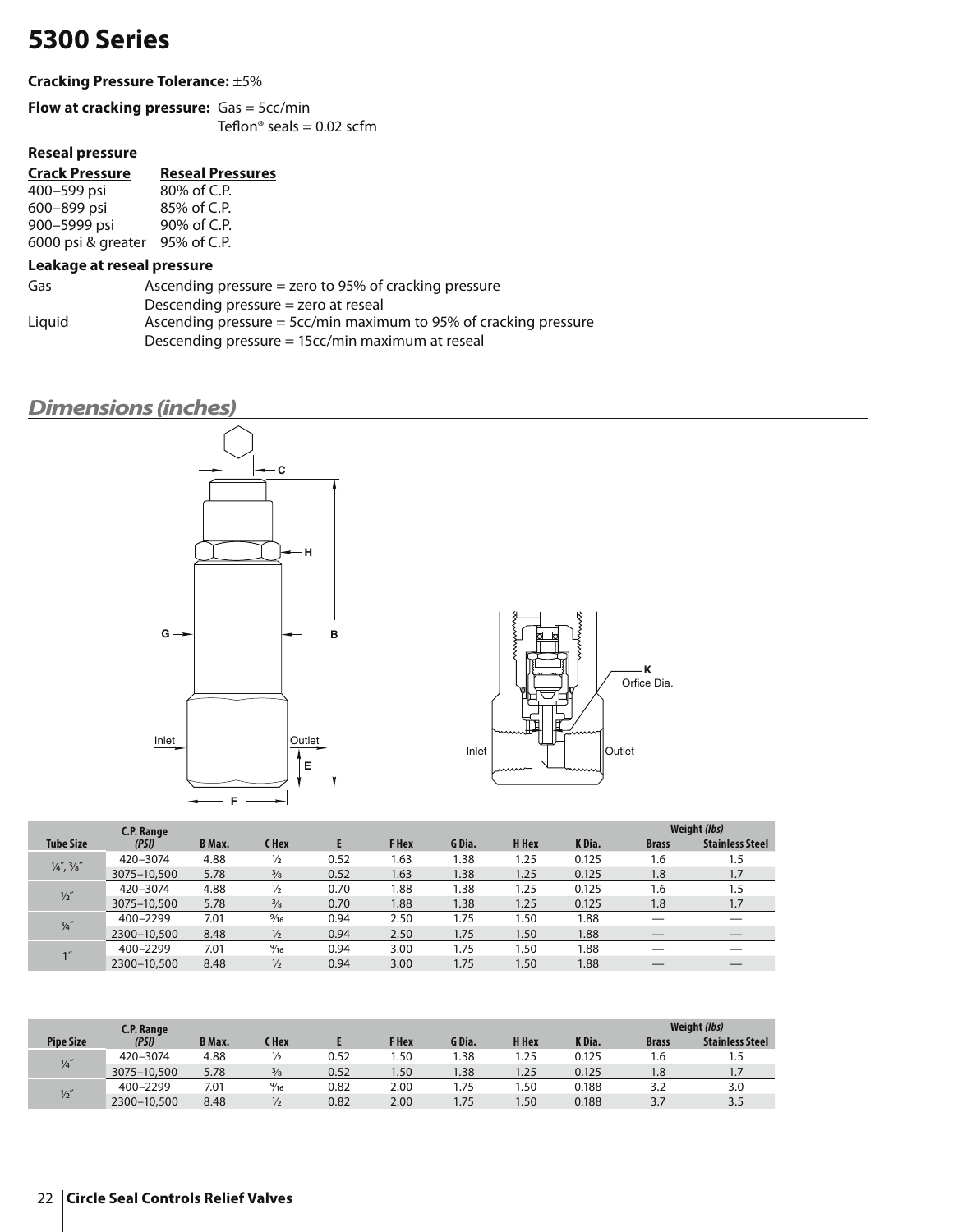# 5300 Series

**Cracking Pressure Tolerance:** ±5%

**Flow at cracking pressure:** Gas = 5cc/min
Teflon® seals = 0.02 scfm

### Reseal pressure

| Crack Pressure | Reseal Pressures |
|---|---|
| 400–599 psi | 80% of C.P. |
| 600–899 psi | 85% of C.P. |
| 900–5999 psi | 90% of C.P. |
| 6000 psi & greater | 95% of C.P. |

### Leakage at reseal pressure

| | |
|---|---|
| Gas | Ascending pressure = zero to 95% of cracking pressure<br>Descending pressure = zero at reseal |
| Liquid | Ascending pressure = 5cc/min maximum to 95% of cracking pressure<br>Descending pressure = 15cc/min maximum at reseal |

## Dimensions (inches)

C, H, G, B, Inlet, Outlet, E, F

K Orfice Dia., Inlet, Outlet

| Tube Size | C.P. Range (PSI) | B Max. | C Hex | E | F Hex | G Dia. | H Hex | K Dia. | Weight (lbs) Brass | Stainless Steel |
|---|---|---|---|---|---|---|---|---|---|---|
| ¼″, ⅜″ | 420–3074 | 4.88 | ½ | 0.52 | 1.63 | 1.38 | 1.25 | 0.125 | 1.6 | 1.5 |
| | 3075–10,500 | 5.78 | ⅜ | 0.52 | 1.63 | 1.38 | 1.25 | 0.125 | 1.8 | 1.7 |
| ½″ | 420–3074 | 4.88 | ½ | 0.70 | 1.88 | 1.38 | 1.25 | 0.125 | 1.6 | 1.5 |
| | 3075–10,500 | 5.78 | ⅜ | 0.70 | 1.88 | 1.38 | 1.25 | 0.125 | 1.8 | 1.7 |
| ¾″ | 400–2299 | 7.01 | 9⁄16 | 0.94 | 2.50 | 1.75 | 1.50 | 1.88 | — | — |
| | 2300–10,500 | 8.48 | ½ | 0.94 | 2.50 | 1.75 | 1.50 | 1.88 | — | — |
| 1″ | 400–2299 | 7.01 | 9⁄16 | 0.94 | 3.00 | 1.75 | 1.50 | 1.88 | — | — |
| | 2300–10,500 | 8.48 | ½ | 0.94 | 3.00 | 1.75 | 1.50 | 1.88 | — | — |

| Pipe Size | C.P. Range (PSI) | B Max. | C Hex | E | F Hex | G Dia. | H Hex | K Dia. | Weight (lbs) Brass | Stainless Steel |
|---|---|---|---|---|---|---|---|---|---|---|
| ¼″ | 420–3074 | 4.88 | ½ | 0.52 | 1.50 | 1.38 | 1.25 | 0.125 | 1.6 | 1.5 |
| | 3075–10,500 | 5.78 | ⅜ | 0.52 | 1.50 | 1.38 | 1.25 | 0.125 | 1.8 | 1.7 |
| ½″ | 400–2299 | 7.01 | 9⁄16 | 0.82 | 2.00 | 1.75 | 1.50 | 0.188 | 3.2 | 3.0 |
| | 2300–10,500 | 8.48 | ½ | 0.82 | 2.00 | 1.75 | 1.50 | 0.188 | 3.7 | 3.5 |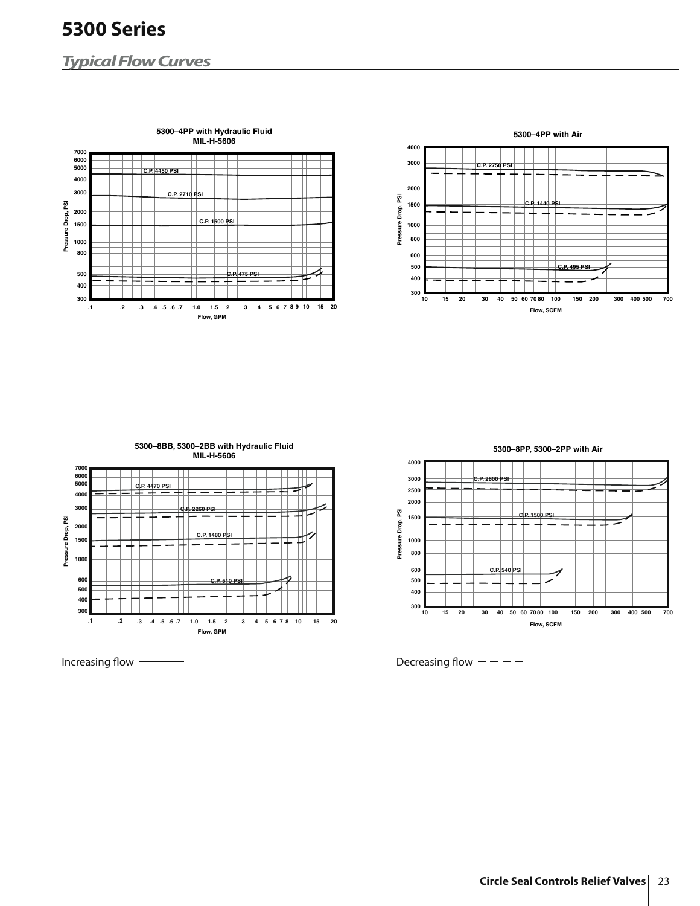# 5300 Series

## *Typical Flow Curves*

**5300–4PP with Hydraulic Fluid MIL-H-5606**

Pressure Drop, PSI (300–7000) vs. Flow, GPM (.1–20)

C.P. 4450 PSI; C.P. 2710 PSI; C.P. 1500 PSI; C.P. 475 PSI

**5300–4PP with Air**

Pressure Drop, PSI (300–4000) vs. Flow, SCFM (10–700)

C.P. 2750 PSI; C.P. 1440 PSI; C.P. 495 PSI

**5300–8BB, 5300–2BB with Hydraulic Fluid MIL-H-5606**

Pressure Drop, PSI (300–7000) vs. Flow, GPM (.1–20)

C.P. 4470 PSI; C.P. 2260 PSI; C.P. 1480 PSI; C.P. 510 PSI

**5300–8PP, 5300–2PP with Air**

Pressure Drop, PSI (300–4000) vs. Flow, SCFM (10–700)

C.P. 2800 PSI; C.P. 1500 PSI; C.P. 540 PSI

Increasing flow ———

Decreasing flow – – – –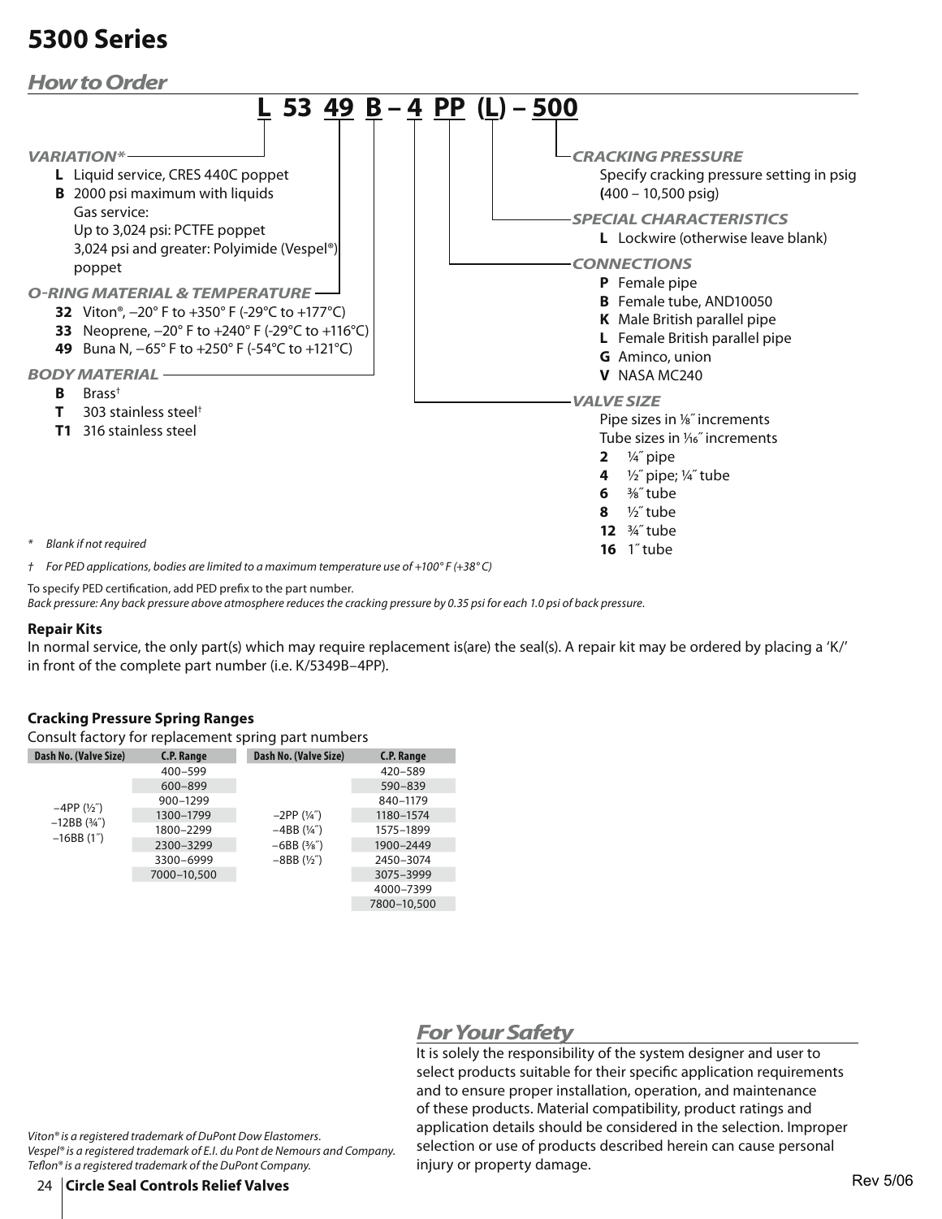# 5300 Series

## How to Order

**L 53 49 B – 4 PP (L) – 500**

### VARIATION*

- **L** Liquid service, CRES 440C poppet
- **B** 2000 psi maximum with liquids
  Gas service:
  Up to 3,024 psi: PCTFE poppet
  3,024 psi and greater: Polyimide (Vespel®) poppet

### O-RING MATERIAL & TEMPERATURE

- **32** Viton®, –20° F to +350° F (-29°C to +177°C)
- **33** Neoprene, –20° F to +240° F (-29°C to +116°C)
- **49** Buna N, –65° F to +250° F (-54°C to +121°C)

### BODY MATERIAL

- **B** Brass†
- **T** 303 stainless steel†
- **T1** 316 stainless steel

### CRACKING PRESSURE

Specify cracking pressure setting in psig (400 – 10,500 psig)

### SPECIAL CHARACTERISTICS

- **L** Lockwire (otherwise leave blank)

### CONNECTIONS

- **P** Female pipe
- **B** Female tube, AND10050
- **K** Male British parallel pipe
- **L** Female British parallel pipe
- **G** Aminco, union
- **V** NASA MC240

### VALVE SIZE

Pipe sizes in ⅛″ increments
Tube sizes in 1⁄16″ increments

- **2** ¼″ pipe
- **4** ½″ pipe; ¼″ tube
- **6** ⅜″ tube
- **8** ½″ tube
- **12** ¾″ tube
- **16** 1″ tube

*\* Blank if not required*

*† For PED applications, bodies are limited to a maximum temperature use of +100° F (+38° C)*

To specify PED certification, add PED prefix to the part number.

*Back pressure: Any back pressure above atmosphere reduces the cracking pressure by 0.35 psi for each 1.0 psi of back pressure.*

**Repair Kits**

In normal service, the only part(s) which may require replacement is(are) the seal(s). A repair kit may be ordered by placing a 'K/' in front of the complete part number (i.e. K/5349B–4PP).

**Cracking Pressure Spring Ranges**

Consult factory for replacement spring part numbers

| Dash No. (Valve Size) | C.P. Range |
|---|---|
| –4PP (½″)<br>–12BB (¾″)<br>–16BB (1″) | 400–599 |
| | 600–899 |
| | 900–1299 |
| | 1300–1799 |
| | 1800–2299 |
| | 2300–3299 |
| | 3300–6999 |
| | 7000–10,500 |

| Dash No. (Valve Size) | C.P. Range |
|---|---|
| –2PP (¼″)<br>–4BB (¼″)<br>–6BB (⅜″)<br>–8BB (½″) | 420–589 |
| | 590–839 |
| | 840–1179 |
| | 1180–1574 |
| | 1575–1899 |
| | 1900–2449 |
| | 2450–3074 |
| | 3075–3999 |
| | 4000–7399 |
| | 7800–10,500 |

## For Your Safety

It is solely the responsibility of the system designer and user to select products suitable for their specific application requirements and to ensure proper installation, operation, and maintenance of these products. Material compatibility, product ratings and application details should be considered in the selection. Improper selection or use of products described herein can cause personal injury or property damage.

*Viton® is a registered trademark of DuPont Dow Elastomers.*
*Vespel® is a registered trademark of E.I. du Pont de Nemours and Company.*
*Teflon® is a registered trademark of the DuPont Company.*